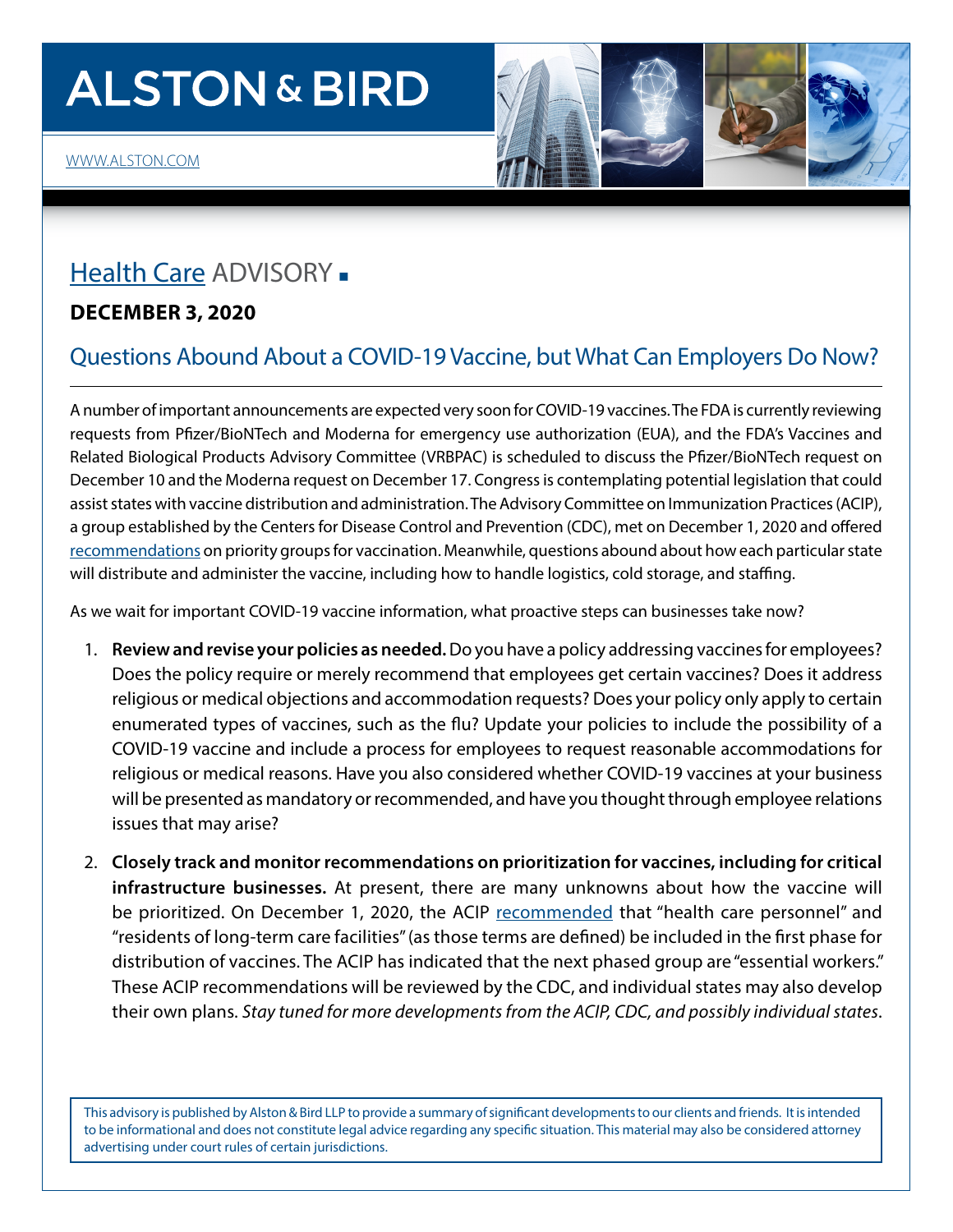# ALSTON & BIRD

WWW.ALSTON.COM

## Health Care ADVISORY ■

**DECEMBER 3, 2020**

## Questions Abound About a COVID-19 Vaccine, but What Can Employers Do Now?

A number of important announcements are expected very soon for COVID-19 vaccines. The FDA is currently reviewing requests from Pfizer/BioNTech and Moderna for emergency use authorization (EUA), and the FDA's Vaccines and Related Biological Products Advisory Committee (VRBPAC) is scheduled to discuss the Pfizer/BioNTech request on December 10 and the Moderna request on December 17. Congress is contemplating potential legislation that could assist states with vaccine distribution and administration. The Advisory Committee on Immunization Practices (ACIP), a group established by the Centers for Disease Control and Prevention (CDC), met on December 1, 2020 and offered recommendations on priority groups for vaccination. Meanwhile, questions abound about how each particular state will distribute and administer the vaccine, including how to handle logistics, cold storage, and staffing.

As we wait for important COVID-19 vaccine information, what proactive steps can businesses take now?

1. **Review and revise your policies as needed.** Do you have a policy addressing vaccines for employees? Does the policy require or merely recommend that employees get certain vaccines? Does it address religious or medical objections and accommodation requests? Does your policy only apply to certain enumerated types of vaccines, such as the flu? Update your policies to include the possibility of a COVID-19 vaccine and include a process for employees to request reasonable accommodations for religious or medical reasons. Have you also considered whether COVID-19 vaccines at your business will be presented as mandatory or recommended, and have you thought through employee relations issues that may arise?

2. **Closely track and monitor recommendations on prioritization for vaccines, including for critical infrastructure businesses.** At present, there are many unknowns about how the vaccine will be prioritized. On December 1, 2020, the ACIP recommended that "health care personnel" and "residents of long-term care facilities" (as those terms are defined) be included in the first phase for distribution of vaccines. The ACIP has indicated that the next phased group are "essential workers." These ACIP recommendations will be reviewed by the CDC, and individual states may also develop their own plans. *Stay tuned for more developments from the ACIP, CDC, and possibly individual states*.

This advisory is published by Alston & Bird LLP to provide a summary of significant developments to our clients and friends. It is intended to be informational and does not constitute legal advice regarding any specific situation. This material may also be considered attorney advertising under court rules of certain jurisdictions.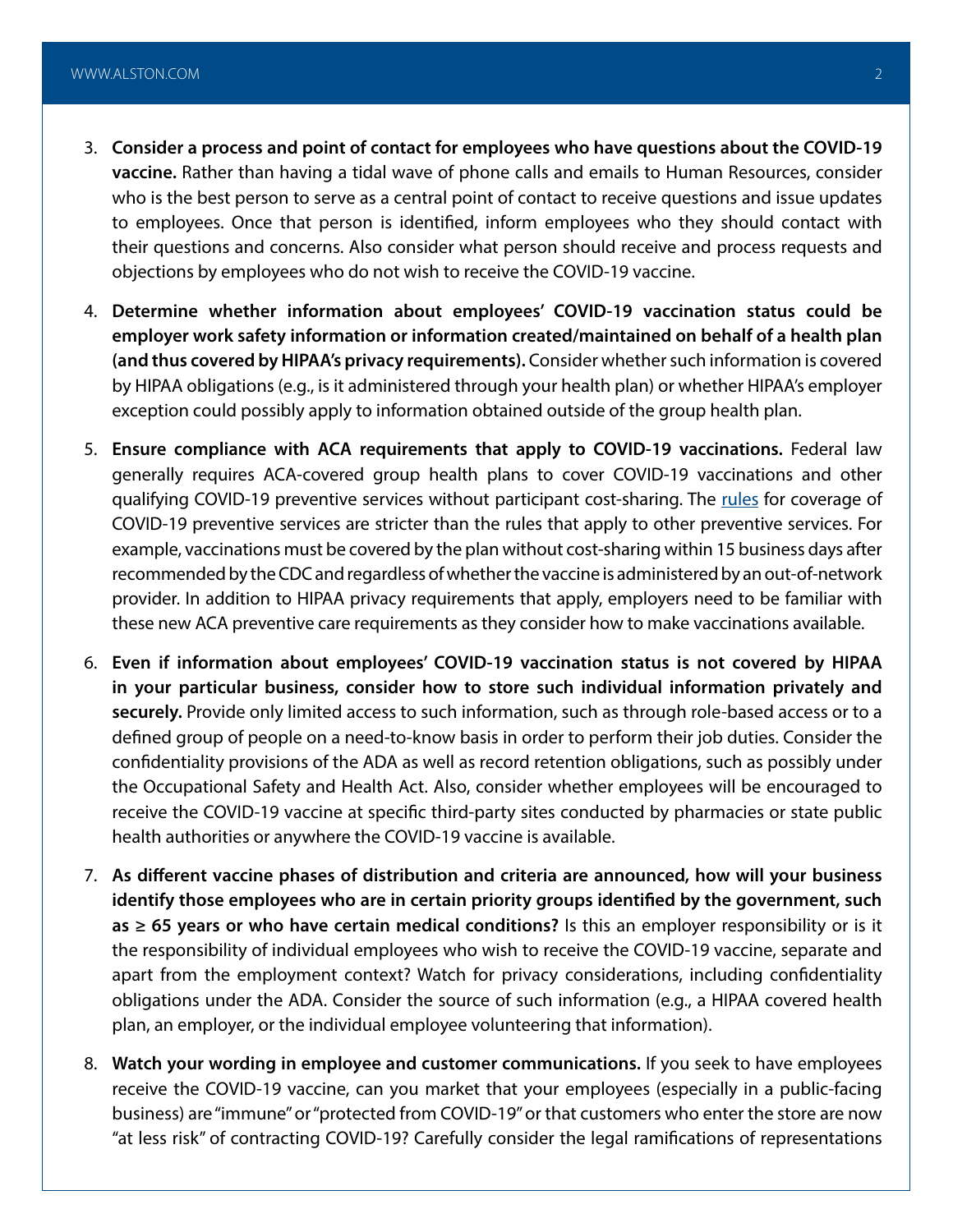3. **Consider a process and point of contact for employees who have questions about the COVID-19 vaccine.** Rather than having a tidal wave of phone calls and emails to Human Resources, consider who is the best person to serve as a central point of contact to receive questions and issue updates to employees. Once that person is identified, inform employees who they should contact with their questions and concerns. Also consider what person should receive and process requests and objections by employees who do not wish to receive the COVID-19 vaccine.

4. **Determine whether information about employees' COVID-19 vaccination status could be employer work safety information or information created/maintained on behalf of a health plan (and thus covered by HIPAA's privacy requirements).** Consider whether such information is covered by HIPAA obligations (e.g., is it administered through your health plan) or whether HIPAA's employer exception could possibly apply to information obtained outside of the group health plan.

5. **Ensure compliance with ACA requirements that apply to COVID-19 vaccinations.** Federal law generally requires ACA-covered group health plans to cover COVID-19 vaccinations and other qualifying COVID-19 preventive services without participant cost-sharing. The rules for coverage of COVID-19 preventive services are stricter than the rules that apply to other preventive services. For example, vaccinations must be covered by the plan without cost-sharing within 15 business days after recommended by the CDC and regardless of whether the vaccine is administered by an out-of-network provider. In addition to HIPAA privacy requirements that apply, employers need to be familiar with these new ACA preventive care requirements as they consider how to make vaccinations available.

6. **Even if information about employees' COVID-19 vaccination status is not covered by HIPAA in your particular business, consider how to store such individual information privately and securely.** Provide only limited access to such information, such as through role-based access or to a defined group of people on a need-to-know basis in order to perform their job duties. Consider the confidentiality provisions of the ADA as well as record retention obligations, such as possibly under the Occupational Safety and Health Act. Also, consider whether employees will be encouraged to receive the COVID-19 vaccine at specific third-party sites conducted by pharmacies or state public health authorities or anywhere the COVID-19 vaccine is available.

7. **As different vaccine phases of distribution and criteria are announced, how will your business identify those employees who are in certain priority groups identified by the government, such as ≥ 65 years or who have certain medical conditions?** Is this an employer responsibility or is it the responsibility of individual employees who wish to receive the COVID-19 vaccine, separate and apart from the employment context? Watch for privacy considerations, including confidentiality obligations under the ADA. Consider the source of such information (e.g., a HIPAA covered health plan, an employer, or the individual employee volunteering that information).

8. **Watch your wording in employee and customer communications.** If you seek to have employees receive the COVID-19 vaccine, can you market that your employees (especially in a public-facing business) are "immune" or "protected from COVID-19" or that customers who enter the store are now "at less risk" of contracting COVID-19? Carefully consider the legal ramifications of representations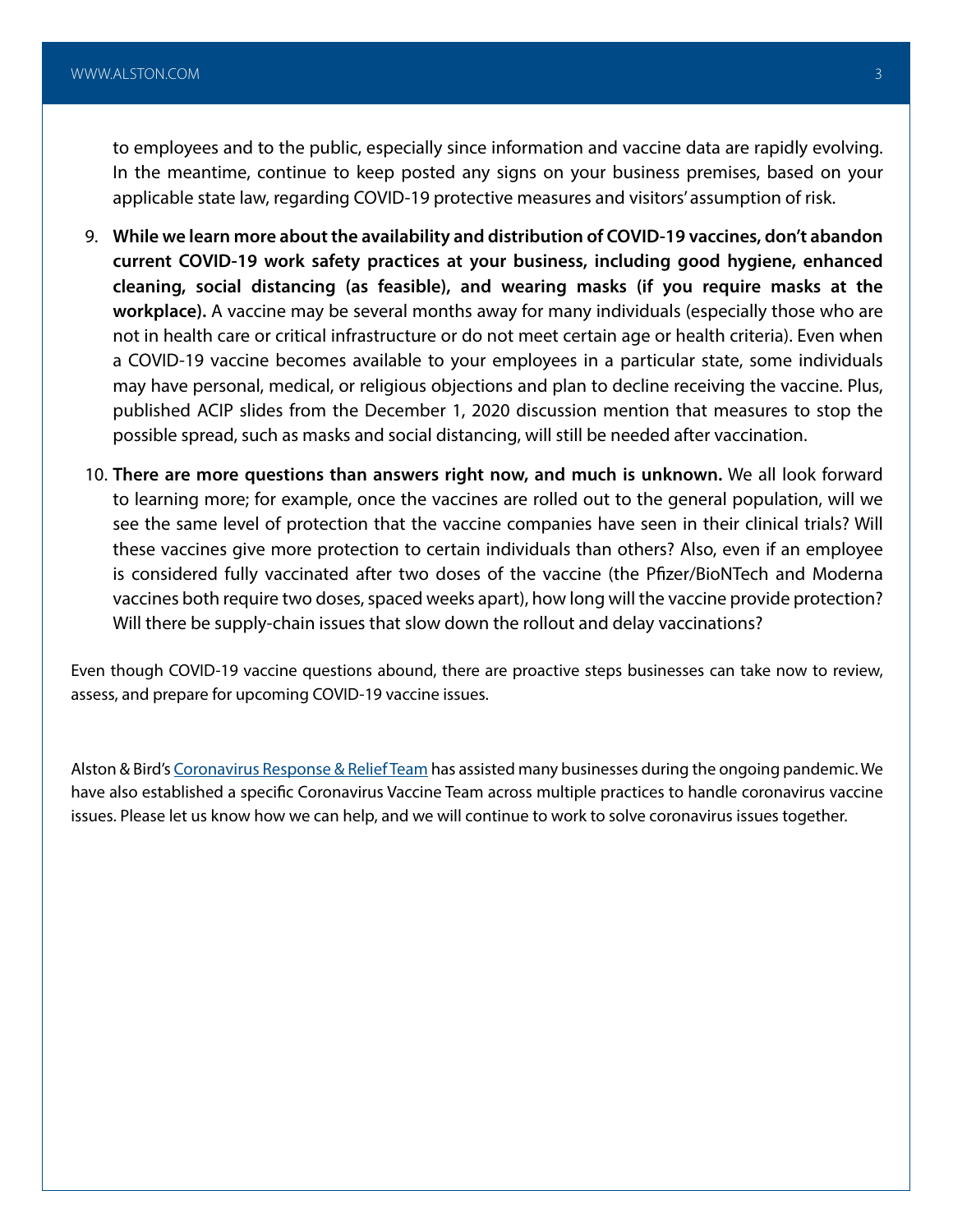to employees and to the public, especially since information and vaccine data are rapidly evolving. In the meantime, continue to keep posted any signs on your business premises, based on your applicable state law, regarding COVID-19 protective measures and visitors' assumption of risk.

9. **While we learn more about the availability and distribution of COVID-19 vaccines, don't abandon current COVID-19 work safety practices at your business, including good hygiene, enhanced cleaning, social distancing (as feasible), and wearing masks (if you require masks at the workplace).** A vaccine may be several months away for many individuals (especially those who are not in health care or critical infrastructure or do not meet certain age or health criteria). Even when a COVID-19 vaccine becomes available to your employees in a particular state, some individuals may have personal, medical, or religious objections and plan to decline receiving the vaccine. Plus, published ACIP slides from the December 1, 2020 discussion mention that measures to stop the possible spread, such as masks and social distancing, will still be needed after vaccination.

10. **There are more questions than answers right now, and much is unknown.** We all look forward to learning more; for example, once the vaccines are rolled out to the general population, will we see the same level of protection that the vaccine companies have seen in their clinical trials? Will these vaccines give more protection to certain individuals than others? Also, even if an employee is considered fully vaccinated after two doses of the vaccine (the Pfizer/BioNTech and Moderna vaccines both require two doses, spaced weeks apart), how long will the vaccine provide protection? Will there be supply-chain issues that slow down the rollout and delay vaccinations?

Even though COVID-19 vaccine questions abound, there are proactive steps businesses can take now to review, assess, and prepare for upcoming COVID-19 vaccine issues.

Alston & Bird's Coronavirus Response & Relief Team has assisted many businesses during the ongoing pandemic. We have also established a specific Coronavirus Vaccine Team across multiple practices to handle coronavirus vaccine issues. Please let us know how we can help, and we will continue to work to solve coronavirus issues together.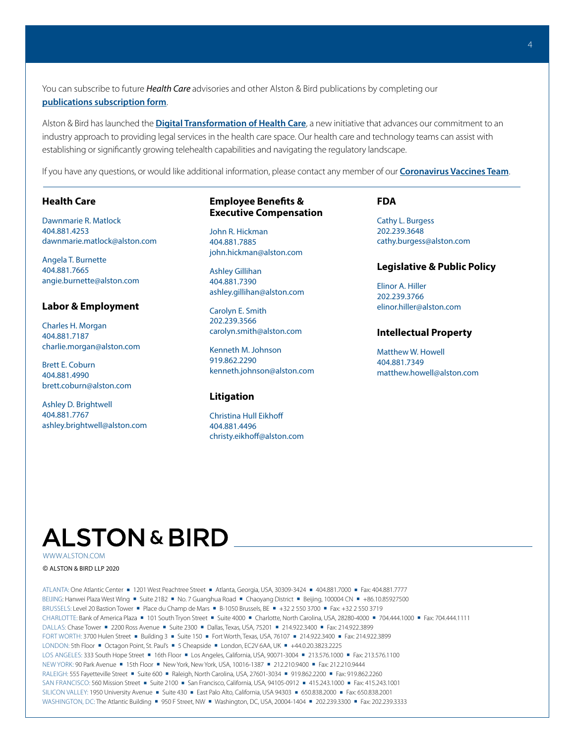You can subscribe to future *Health Care* advisories and other Alston & Bird publications by completing our **publications subscription form**.

Alston & Bird has launched the **Digital Transformation of Health Care**, a new initiative that advances our commitment to an industry approach to providing legal services in the health care space. Our health care and technology teams can assist with establishing or significantly growing telehealth capabilities and navigating the regulatory landscape.

If you have any questions, or would like additional information, please contact any member of our **Coronavirus Vaccines Team**.

### Health Care

Dawnmarie R. Matlock
404.881.4253
dawnmarie.matlock@alston.com

Angela T. Burnette
404.881.7665
angie.burnette@alston.com

### Labor & Employment

Charles H. Morgan
404.881.7187
charlie.morgan@alston.com

Brett E. Coburn
404.881.4990
brett.coburn@alston.com

Ashley D. Brightwell
404.881.7767
ashley.brightwell@alston.com

### Employee Benefits & Executive Compensation

John R. Hickman
404.881.7885
john.hickman@alston.com

Ashley Gillihan
404.881.7390
ashley.gillihan@alston.com

Carolyn E. Smith
202.239.3566
carolyn.smith@alston.com

Kenneth M. Johnson
919.862.2290
kenneth.johnson@alston.com

### Litigation

Christina Hull Eikhoff
404.881.4496
christy.eikhoff@alston.com

### FDA

Cathy L. Burgess
202.239.3648
cathy.burgess@alston.com

### Legislative & Public Policy

Elinor A. Hiller
202.239.3766
elinor.hiller@alston.com

### Intellectual Property

Matthew W. Howell
404.881.7349
matthew.howell@alston.com

ALSTON & BIRD

WWW.ALSTON.COM

© ALSTON & BIRD LLP 2020

ATLANTA: One Atlantic Center ▪ 1201 West Peachtree Street ▪ Atlanta, Georgia, USA, 30309-3424 ▪ 404.881.7000 ▪ Fax: 404.881.7777
BEIJING: Hanwei Plaza West Wing ▪ Suite 21B2 ▪ No. 7 Guanghua Road ▪ Chaoyang District ▪ Beijing, 100004 CN ▪ +86.10.85927500
BRUSSELS: Level 20 Bastion Tower ▪ Place du Champ de Mars ▪ B-1050 Brussels, BE ▪ +32 2 550 3700 ▪ Fax: +32 2 550 3719
CHARLOTTE: Bank of America Plaza ▪ 101 South Tryon Street ▪ Suite 4000 ▪ Charlotte, North Carolina, USA, 28280-4000 ▪ 704.444.1000 ▪ Fax: 704.444.1111
DALLAS: Chase Tower ▪ 2200 Ross Avenue ▪ Suite 2300 ▪ Dallas, Texas, USA, 75201 ▪ 214.922.3400 ▪ Fax: 214.922.3899
FORT WORTH: 3700 Hulen Street ▪ Building 3 ▪ Suite 150 ▪ Fort Worth, Texas, USA, 76107 ▪ 214.922.3400 ▪ Fax: 214.922.3899
LONDON: 5th Floor ▪ Octagon Point, St. Paul's ▪ 5 Cheapside ▪ London, EC2V 6AA, UK ▪ +44.0.20.3823.2225
LOS ANGELES: 333 South Hope Street ▪ 16th Floor ▪ Los Angeles, California, USA, 90071-3004 ▪ 213.576.1000 ▪ Fax: 213.576.1100
NEW YORK: 90 Park Avenue ▪ 15th Floor ▪ New York, New York, USA, 10016-1387 ▪ 212.210.9400 ▪ Fax: 212.210.9444
RALEIGH: 555 Fayetteville Street ▪ Suite 600 ▪ Raleigh, North Carolina, USA, 27601-3034 ▪ 919.862.2200 ▪ Fax: 919.862.2260
SAN FRANCISCO: 560 Mission Street ▪ Suite 2100 ▪ San Francisco, California, USA, 94105-0912 ▪ 415.243.1000 ▪ Fax: 415.243.1001
SILICON VALLEY: 1950 University Avenue ▪ Suite 430 ▪ East Palo Alto, California, USA 94303 ▪ 650.838.2000 ▪ Fax: 650.838.2001
WASHINGTON, DC: The Atlantic Building ▪ 950 F Street, NW ▪ Washington, DC, USA, 20004-1404 ▪ 202.239.3300 ▪ Fax: 202.239.3333